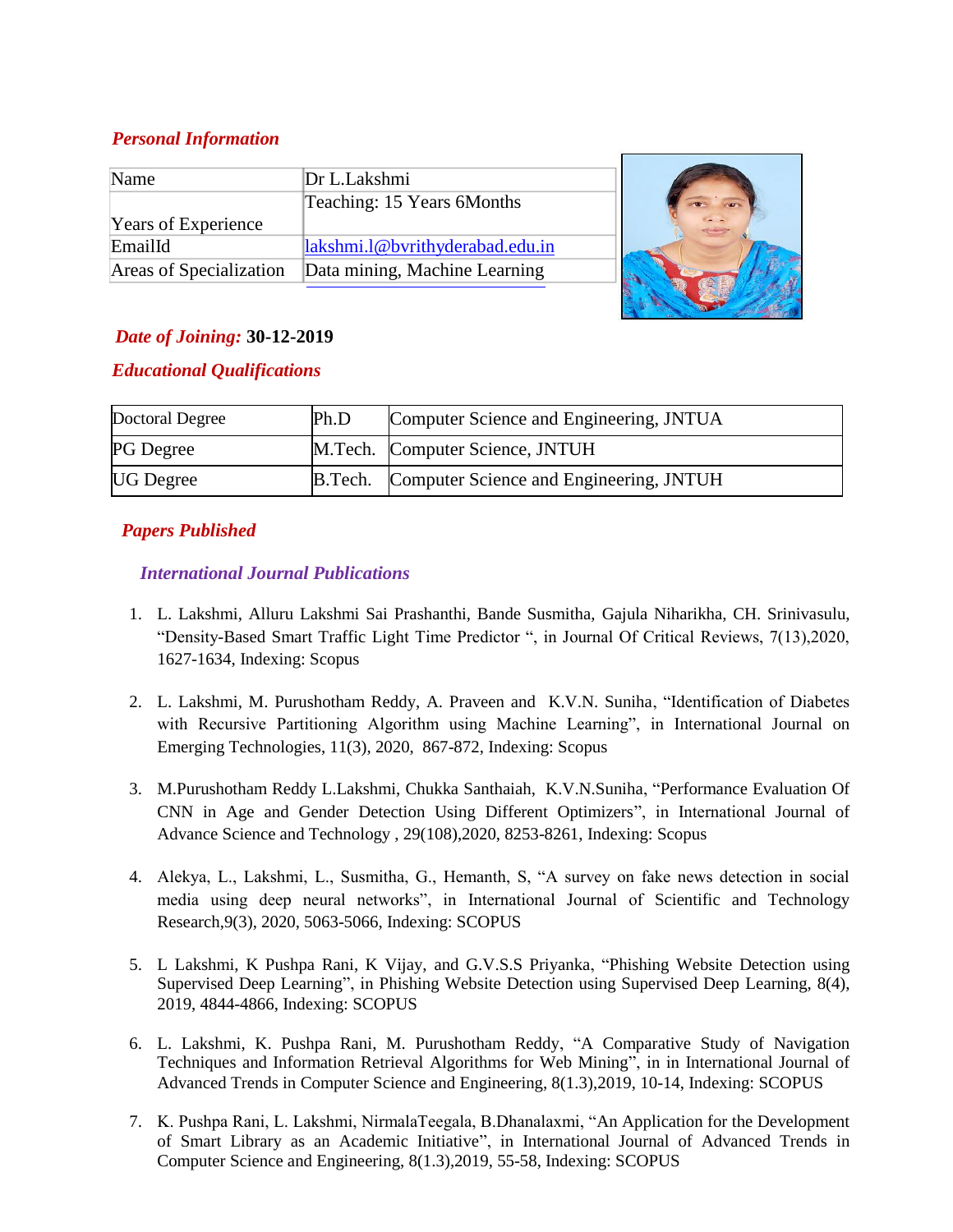## *Personal Information*

| Name | Dr L.Lakshmi |
|---|---|
| Years of Experience | Teaching: 15 Years 6Months |
| EmailId | lakshmi.l@bvrithyderabad.edu.in |
| Areas of Specialization | Data mining, Machine Learning |

***Date of Joining:*** **30-12-2019**

## *Educational Qualifications*

| Doctoral Degree | Ph.D | Computer Science and Engineering, JNTUA |
|---|---|---|
| PG Degree | M.Tech. | Computer Science, JNTUH |
| UG Degree | B.Tech. | Computer Science and Engineering, JNTUH |

## *Papers Published*

### *International Journal Publications*

1. L. Lakshmi, Alluru Lakshmi Sai Prashanthi, Bande Susmitha, Gajula Niharikha, CH. Srinivasulu, "Density-Based Smart Traffic Light Time Predictor ", in Journal Of Critical Reviews, 7(13),2020, 1627-1634, Indexing: Scopus

2. L. Lakshmi, M. Purushotham Reddy, A. Praveen and K.V.N. Suniha, "Identification of Diabetes with Recursive Partitioning Algorithm using Machine Learning", in International Journal on Emerging Technologies, 11(3), 2020, 867-872, Indexing: Scopus

3. M.Purushotham Reddy L.Lakshmi, Chukka Santhaiah, K.V.N.Suniha, "Performance Evaluation Of CNN in Age and Gender Detection Using Different Optimizers", in International Journal of Advance Science and Technology , 29(108),2020, 8253-8261, Indexing: Scopus

4. Alekya, L., Lakshmi, L., Susmitha, G., Hemanth, S, "A survey on fake news detection in social media using deep neural networks", in International Journal of Scientific and Technology Research,9(3), 2020, 5063-5066, Indexing: SCOPUS

5. L Lakshmi, K Pushpa Rani, K Vijay, and G.V.S.S Priyanka, "Phishing Website Detection using Supervised Deep Learning", in Phishing Website Detection using Supervised Deep Learning, 8(4), 2019, 4844-4866, Indexing: SCOPUS

6. L. Lakshmi, K. Pushpa Rani, M. Purushotham Reddy, "A Comparative Study of Navigation Techniques and Information Retrieval Algorithms for Web Mining", in in International Journal of Advanced Trends in Computer Science and Engineering, 8(1.3),2019, 10-14, Indexing: SCOPUS

7. K. Pushpa Rani, L. Lakshmi, NirmalaTeegala, B.Dhanalaxmi, "An Application for the Development of Smart Library as an Academic Initiative", in International Journal of Advanced Trends in Computer Science and Engineering, 8(1.3),2019, 55-58, Indexing: SCOPUS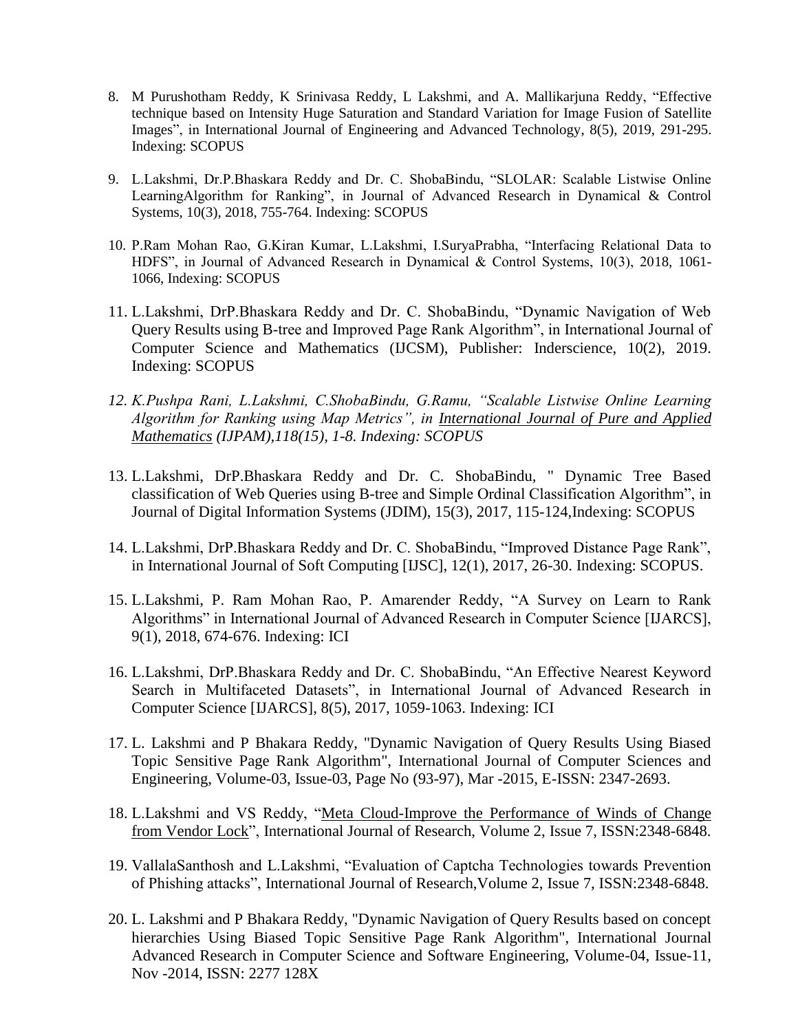8. M Purushotham Reddy, K Srinivasa Reddy, L Lakshmi, and A. Mallikarjuna Reddy, "Effective technique based on Intensity Huge Saturation and Standard Variation for Image Fusion of Satellite Images", in International Journal of Engineering and Advanced Technology, 8(5), 2019, 291-295. Indexing: SCOPUS

9. L.Lakshmi, Dr.P.Bhaskara Reddy and Dr. C. ShobaBindu, "SLOLAR: Scalable Listwise Online LearningAlgorithm for Ranking", in Journal of Advanced Research in Dynamical & Control Systems, 10(3), 2018, 755-764. Indexing: SCOPUS

10. P.Ram Mohan Rao, G.Kiran Kumar, L.Lakshmi, I.SuryaPrabha, "Interfacing Relational Data to HDFS", in Journal of Advanced Research in Dynamical & Control Systems, 10(3), 2018, 1061-1066, Indexing: SCOPUS

11. L.Lakshmi, DrP.Bhaskara Reddy and Dr. C. ShobaBindu, "Dynamic Navigation of Web Query Results using B-tree and Improved Page Rank Algorithm", in International Journal of Computer Science and Mathematics (IJCSM), Publisher: Inderscience, 10(2), 2019. Indexing: SCOPUS

12. *K.Pushpa Rani, L.Lakshmi, C.ShobaBindu, G.Ramu, "Scalable Listwise Online Learning Algorithm for Ranking using Map Metrics", in International Journal of Pure and Applied Mathematics (IJPAM),118(15), 1-8. Indexing: SCOPUS*

13. L.Lakshmi, DrP.Bhaskara Reddy and Dr. C. ShobaBindu, " Dynamic Tree Based classification of Web Queries using B-tree and Simple Ordinal Classification Algorithm", in Journal of Digital Information Systems (JDIM), 15(3), 2017, 115-124,Indexing: SCOPUS

14. L.Lakshmi, DrP.Bhaskara Reddy and Dr. C. ShobaBindu, "Improved Distance Page Rank", in International Journal of Soft Computing [IJSC], 12(1), 2017, 26-30. Indexing: SCOPUS.

15. L.Lakshmi, P. Ram Mohan Rao, P. Amarender Reddy, "A Survey on Learn to Rank Algorithms" in International Journal of Advanced Research in Computer Science [IJARCS], 9(1), 2018, 674-676. Indexing: ICI

16. L.Lakshmi, DrP.Bhaskara Reddy and Dr. C. ShobaBindu, "An Effective Nearest Keyword Search in Multifaceted Datasets", in International Journal of Advanced Research in Computer Science [IJARCS], 8(5), 2017, 1059-1063. Indexing: ICI

17. L. Lakshmi and P Bhakara Reddy, "Dynamic Navigation of Query Results Using Biased Topic Sensitive Page Rank Algorithm", International Journal of Computer Sciences and Engineering, Volume-03, Issue-03, Page No (93-97), Mar -2015, E-ISSN: 2347-2693.

18. L.Lakshmi and VS Reddy, "Meta Cloud-Improve the Performance of Winds of Change from Vendor Lock", International Journal of Research, Volume 2, Issue 7, ISSN:2348-6848.

19. VallalaSanthosh and L.Lakshmi, "Evaluation of Captcha Technologies towards Prevention of Phishing attacks", International Journal of Research,Volume 2, Issue 7, ISSN:2348-6848.

20. L. Lakshmi and P Bhakara Reddy, "Dynamic Navigation of Query Results based on concept hierarchies Using Biased Topic Sensitive Page Rank Algorithm", International Journal Advanced Research in Computer Science and Software Engineering, Volume-04, Issue-11, Nov -2014, ISSN: 2277 128X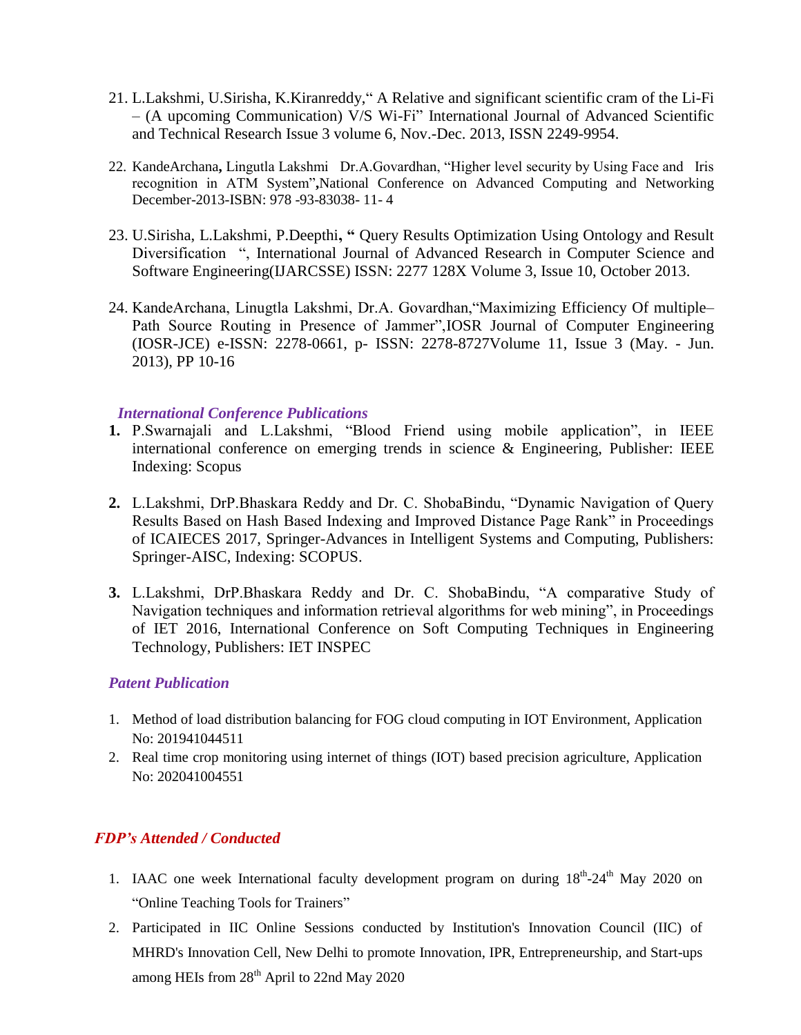21. L.Lakshmi, U.Sirisha, K.Kiranreddy," A Relative and significant scientific cram of the Li-Fi – (A upcoming Communication) V/S Wi-Fi" International Journal of Advanced Scientific and Technical Research Issue 3 volume 6, Nov.-Dec. 2013, ISSN 2249-9954.

22. KandeArchana**,** Lingutla Lakshmi Dr.A.Govardhan, "Higher level security by Using Face and Iris recognition in ATM System"**,**National Conference on Advanced Computing and Networking December-2013-ISBN: 978 -93-83038- 11- 4

23. U.Sirisha, L.Lakshmi, P.Deepthi**, "** Query Results Optimization Using Ontology and Result Diversification ", International Journal of Advanced Research in Computer Science and Software Engineering(IJARCSSE) ISSN: 2277 128X Volume 3, Issue 10, October 2013.

24. KandeArchana, Linugtla Lakshmi, Dr.A. Govardhan,"Maximizing Efficiency Of multiple– Path Source Routing in Presence of Jammer",IOSR Journal of Computer Engineering (IOSR-JCE) e-ISSN: 2278-0661, p- ISSN: 2278-8727Volume 11, Issue 3 (May. - Jun. 2013), PP 10-16

### *International Conference Publications*

**1.** P.Swarnajali and L.Lakshmi, "Blood Friend using mobile application", in IEEE international conference on emerging trends in science & Engineering, Publisher: IEEE Indexing: Scopus

**2.** L.Lakshmi, DrP.Bhaskara Reddy and Dr. C. ShobaBindu, "Dynamic Navigation of Query Results Based on Hash Based Indexing and Improved Distance Page Rank" in Proceedings of ICAIECES 2017, Springer-Advances in Intelligent Systems and Computing, Publishers: Springer-AISC, Indexing: SCOPUS.

**3.** L.Lakshmi, DrP.Bhaskara Reddy and Dr. C. ShobaBindu, "A comparative Study of Navigation techniques and information retrieval algorithms for web mining", in Proceedings of IET 2016, International Conference on Soft Computing Techniques in Engineering Technology, Publishers: IET INSPEC

### *Patent Publication*

1. Method of load distribution balancing for FOG cloud computing in IOT Environment, Application No: 201941044511
2. Real time crop monitoring using internet of things (IOT) based precision agriculture, Application No: 202041004551

### *FDP's Attended / Conducted*

1. IAAC one week International faculty development program on during 18th-24th May 2020 on "Online Teaching Tools for Trainers"
2. Participated in IIC Online Sessions conducted by Institution's Innovation Council (IIC) of MHRD's Innovation Cell, New Delhi to promote Innovation, IPR, Entrepreneurship, and Start-ups among HEIs from 28th April to 22nd May 2020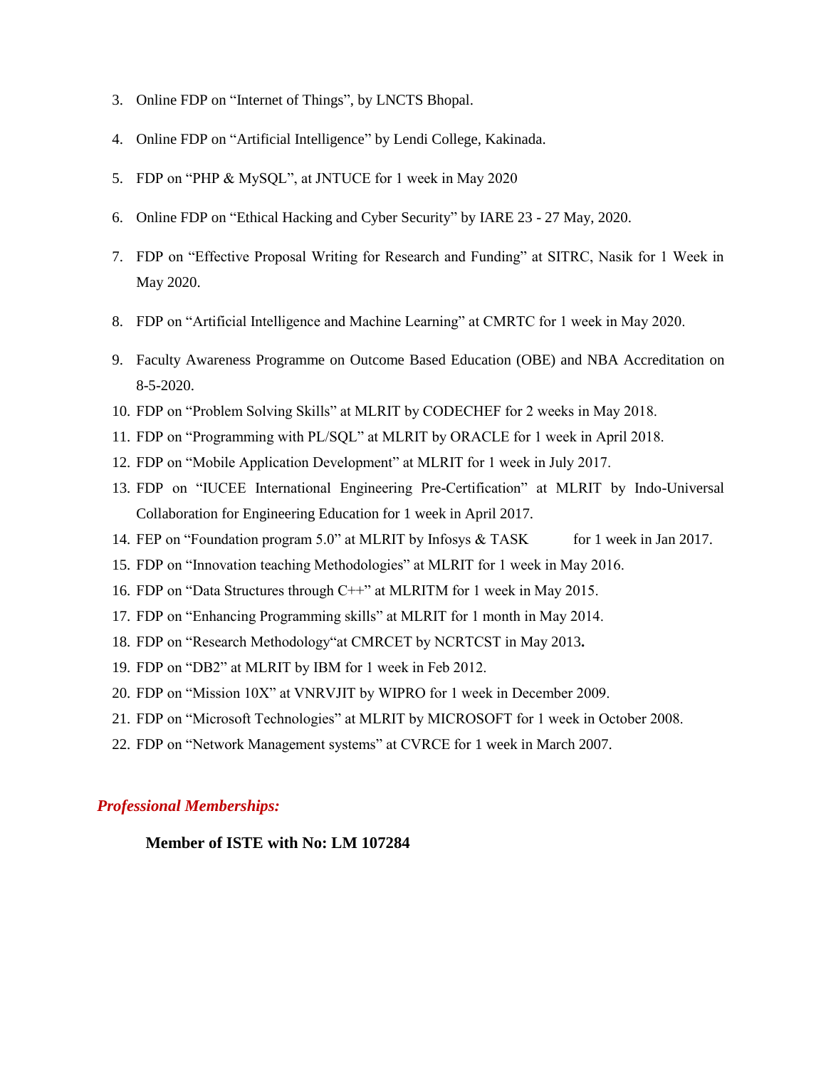3. Online FDP on "Internet of Things", by LNCTS Bhopal.
4. Online FDP on "Artificial Intelligence" by Lendi College, Kakinada.
5. FDP on "PHP & MySQL", at JNTUCE for 1 week in May 2020
6. Online FDP on "Ethical Hacking and Cyber Security" by IARE 23 - 27 May, 2020.
7. FDP on "Effective Proposal Writing for Research and Funding" at SITRC, Nasik for 1 Week in May 2020.
8. FDP on "Artificial Intelligence and Machine Learning" at CMRTC for 1 week in May 2020.
9. Faculty Awareness Programme on Outcome Based Education (OBE) and NBA Accreditation on 8-5-2020.
10. FDP on "Problem Solving Skills" at MLRIT by CODECHEF for 2 weeks in May 2018.
11. FDP on "Programming with PL/SQL" at MLRIT by ORACLE for 1 week in April 2018.
12. FDP on "Mobile Application Development" at MLRIT for 1 week in July 2017.
13. FDP on "IUCEE International Engineering Pre-Certification" at MLRIT by Indo-Universal Collaboration for Engineering Education for 1 week in April 2017.
14. FEP on "Foundation program 5.0" at MLRIT by Infosys & TASK for 1 week in Jan 2017.
15. FDP on "Innovation teaching Methodologies" at MLRIT for 1 week in May 2016.
16. FDP on "Data Structures through C++" at MLRITM for 1 week in May 2015.
17. FDP on "Enhancing Programming skills" at MLRIT for 1 month in May 2014.
18. FDP on "Research Methodology"at CMRCET by NCRTCST in May 2013**.**
19. FDP on "DB2" at MLRIT by IBM for 1 week in Feb 2012.
20. FDP on "Mission 10X" at VNRVJIT by WIPRO for 1 week in December 2009.
21. FDP on "Microsoft Technologies" at MLRIT by MICROSOFT for 1 week in October 2008.
22. FDP on "Network Management systems" at CVRCE for 1 week in March 2007.

***Professional Memberships:***

**Member of ISTE with No: LM 107284**